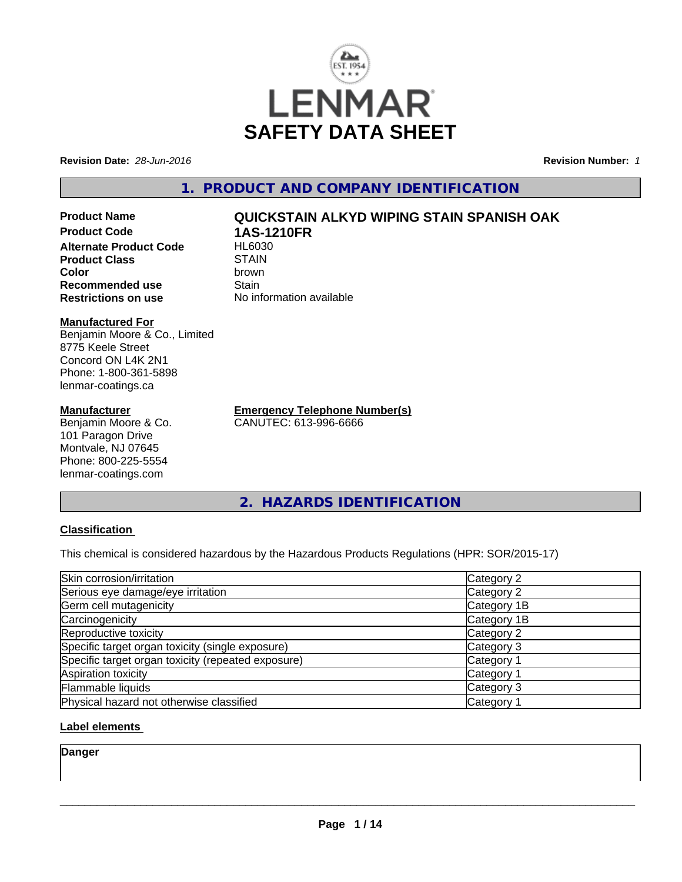# SAFETY DATA SHEET

**Revision Date:** *28-Jun-2016*

**Revision Number:** *1*

## 1. PRODUCT AND COMPANY IDENTIFICATION

**Product Name** **QUICKSTAIN ALKYD WIPING STAIN SPANISH OAK**
**Product Code** **1AS-1210FR**
**Alternate Product Code** HL6030
**Product Class** STAIN
**Color** brown
**Recommended use** Stain
**Restrictions on use** No information available

**Manufactured For**
Benjamin Moore & Co., Limited
8775 Keele Street
Concord ON L4K 2N1
Phone: 1-800-361-5898
lenmar-coatings.ca

**Manufacturer**
Benjamin Moore & Co.
101 Paragon Drive
Montvale, NJ 07645
Phone: 800-225-5554
lenmar-coatings.com

**Emergency Telephone Number(s)**
CANUTEC: 613-996-6666

## 2. HAZARDS IDENTIFICATION

**Classification**

This chemical is considered hazardous by the Hazardous Products Regulations (HPR: SOR/2015-17)

| | |
|---|---|
| Skin corrosion/irritation | Category 2 |
| Serious eye damage/eye irritation | Category 2 |
| Germ cell mutagenicity | Category 1B |
| Carcinogenicity | Category 1B |
| Reproductive toxicity | Category 2 |
| Specific target organ toxicity (single exposure) | Category 3 |
| Specific target organ toxicity (repeated exposure) | Category 1 |
| Aspiration toxicity | Category 1 |
| Flammable liquids | Category 3 |
| Physical hazard not otherwise classified | Category 1 |

**Label elements**

**Danger**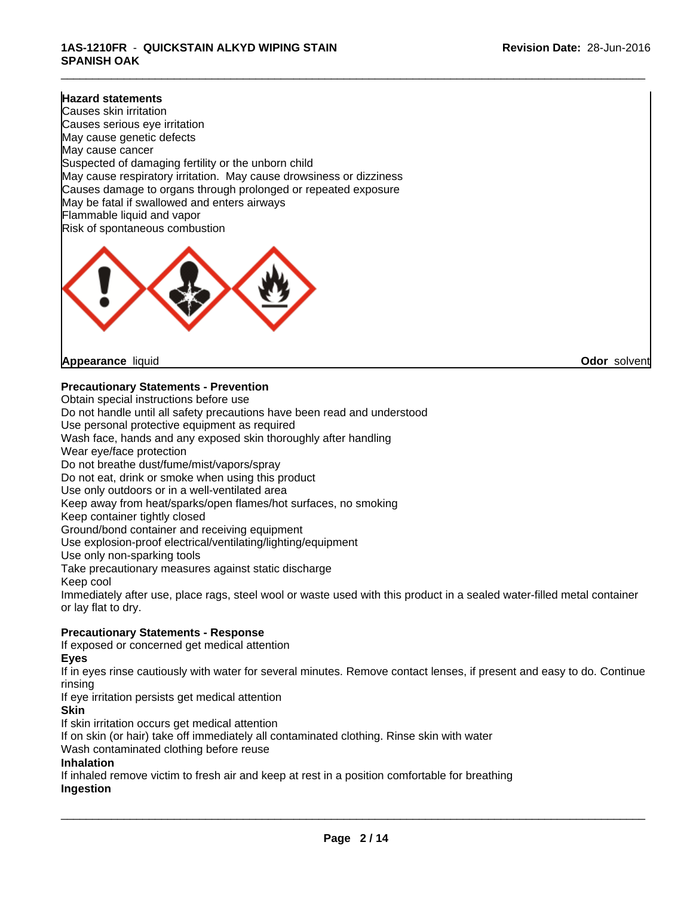**Hazard statements**

Causes skin irritation
Causes serious eye irritation
May cause genetic defects
May cause cancer
Suspected of damaging fertility or the unborn child
May cause respiratory irritation. May cause drowsiness or dizziness
Causes damage to organs through prolonged or repeated exposure
May be fatal if swallowed and enters airways
Flammable liquid and vapor
Risk of spontaneous combustion

**Appearance** liquid **Odor** solvent

**Precautionary Statements - Prevention**

Obtain special instructions before use
Do not handle until all safety precautions have been read and understood
Use personal protective equipment as required
Wash face, hands and any exposed skin thoroughly after handling
Wear eye/face protection
Do not breathe dust/fume/mist/vapors/spray
Do not eat, drink or smoke when using this product
Use only outdoors or in a well-ventilated area
Keep away from heat/sparks/open flames/hot surfaces, no smoking
Keep container tightly closed
Ground/bond container and receiving equipment
Use explosion-proof electrical/ventilating/lighting/equipment
Use only non-sparking tools
Take precautionary measures against static discharge
Keep cool
Immediately after use, place rags, steel wool or waste used with this product in a sealed water-filled metal container or lay flat to dry.

**Precautionary Statements - Response**

If exposed or concerned get medical attention

**Eyes**

If in eyes rinse cautiously with water for several minutes. Remove contact lenses, if present and easy to do. Continue rinsing
If eye irritation persists get medical attention

**Skin**

If skin irritation occurs get medical attention
If on skin (or hair) take off immediately all contaminated clothing. Rinse skin with water
Wash contaminated clothing before reuse

**Inhalation**

If inhaled remove victim to fresh air and keep at rest in a position comfortable for breathing

**Ingestion**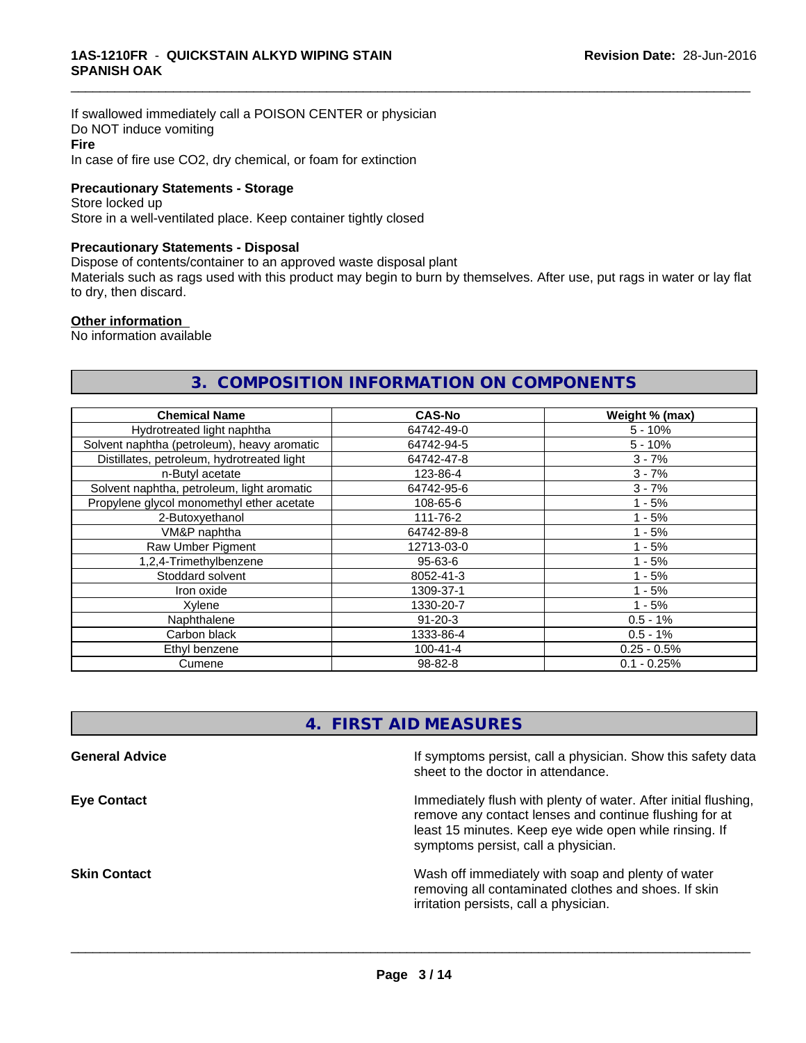If swallowed immediately call a POISON CENTER or physician
Do NOT induce vomiting

**Fire**

In case of fire use CO2, dry chemical, or foam for extinction

**Precautionary Statements - Storage**

Store locked up
Store in a well-ventilated place. Keep container tightly closed

**Precautionary Statements - Disposal**

Dispose of contents/container to an approved waste disposal plant
Materials such as rags used with this product may begin to burn by themselves. After use, put rags in water or lay flat to dry, then discard.

**Other information**

No information available

## 3. COMPOSITION INFORMATION ON COMPONENTS

| Chemical Name | CAS-No | Weight % (max) |
|---|---|---|
| Hydrotreated light naphtha | 64742-49-0 | 5 - 10% |
| Solvent naphtha (petroleum), heavy aromatic | 64742-94-5 | 5 - 10% |
| Distillates, petroleum, hydrotreated light | 64742-47-8 | 3 - 7% |
| n-Butyl acetate | 123-86-4 | 3 - 7% |
| Solvent naphtha, petroleum, light aromatic | 64742-95-6 | 3 - 7% |
| Propylene glycol monomethyl ether acetate | 108-65-6 | 1 - 5% |
| 2-Butoxyethanol | 111-76-2 | 1 - 5% |
| VM&P naphtha | 64742-89-8 | 1 - 5% |
| Raw Umber Pigment | 12713-03-0 | 1 - 5% |
| 1,2,4-Trimethylbenzene | 95-63-6 | 1 - 5% |
| Stoddard solvent | 8052-41-3 | 1 - 5% |
| Iron oxide | 1309-37-1 | 1 - 5% |
| Xylene | 1330-20-7 | 1 - 5% |
| Naphthalene | 91-20-3 | 0.5 - 1% |
| Carbon black | 1333-86-4 | 0.5 - 1% |
| Ethyl benzene | 100-41-4 | 0.25 - 0.5% |
| Cumene | 98-82-8 | 0.1 - 0.25% |

## 4. FIRST AID MEASURES

**General Advice**

If symptoms persist, call a physician. Show this safety data sheet to the doctor in attendance.

**Eye Contact**

Immediately flush with plenty of water. After initial flushing, remove any contact lenses and continue flushing for at least 15 minutes. Keep eye wide open while rinsing. If symptoms persist, call a physician.

**Skin Contact**

Wash off immediately with soap and plenty of water removing all contaminated clothes and shoes. If skin irritation persists, call a physician.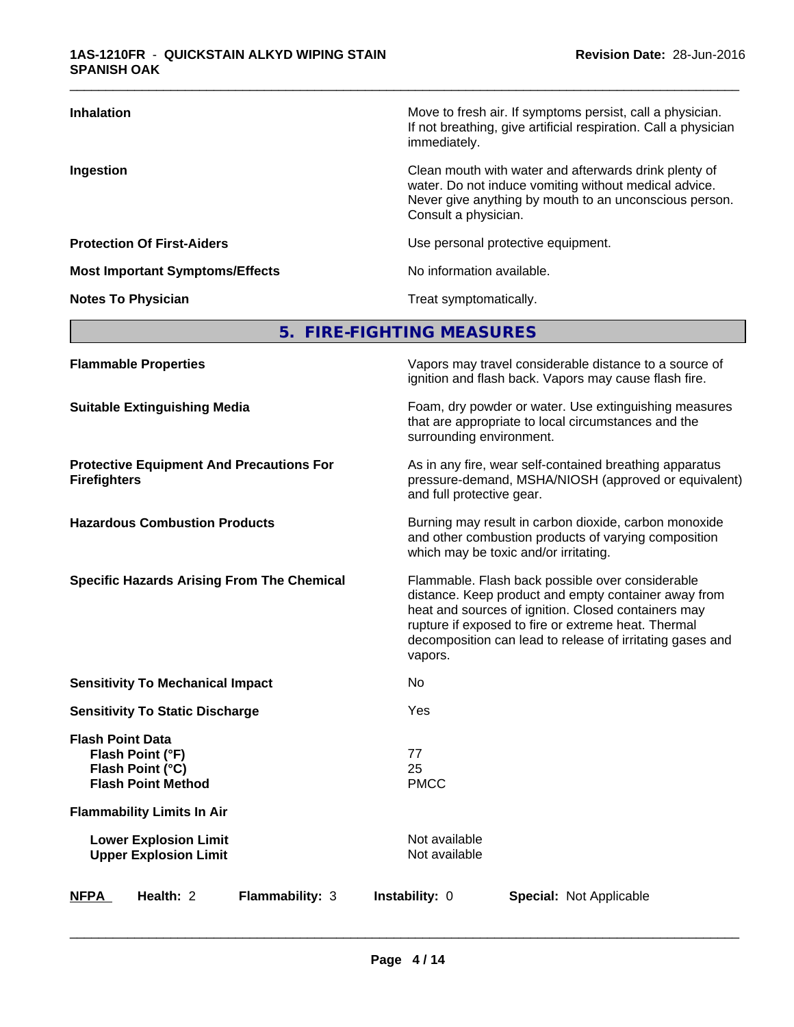| | |
|---|---|
| **Inhalation** | Move to fresh air. If symptoms persist, call a physician. If not breathing, give artificial respiration. Call a physician immediately. |
| **Ingestion** | Clean mouth with water and afterwards drink plenty of water. Do not induce vomiting without medical advice. Never give anything by mouth to an unconscious person. Consult a physician. |
| **Protection Of First-Aiders** | Use personal protective equipment. |
| **Most Important Symptoms/Effects** | No information available. |
| **Notes To Physician** | Treat symptomatically. |

## 5. FIRE-FIGHTING MEASURES

| | |
|---|---|
| **Flammable Properties** | Vapors may travel considerable distance to a source of ignition and flash back. Vapors may cause flash fire. |
| **Suitable Extinguishing Media** | Foam, dry powder or water. Use extinguishing measures that are appropriate to local circumstances and the surrounding environment. |
| **Protective Equipment And Precautions For Firefighters** | As in any fire, wear self-contained breathing apparatus pressure-demand, MSHA/NIOSH (approved or equivalent) and full protective gear. |
| **Hazardous Combustion Products** | Burning may result in carbon dioxide, carbon monoxide and other combustion products of varying composition which may be toxic and/or irritating. |
| **Specific Hazards Arising From The Chemical** | Flammable. Flash back possible over considerable distance. Keep product and empty container away from heat and sources of ignition. Closed containers may rupture if exposed to fire or extreme heat. Thermal decomposition can lead to release of irritating gases and vapors. |
| **Sensitivity To Mechanical Impact** | No |
| **Sensitivity To Static Discharge** | Yes |
| **Flash Point Data** | |
| **Flash Point (°F)** | 77 |
| **Flash Point (°C)** | 25 |
| **Flash Point Method** | PMCC |
| **Flammability Limits In Air** | |
| **Lower Explosion Limit** | Not available |
| **Upper Explosion Limit** | Not available |

| NFPA | Health: 2 | Flammability: 3 | Instability: 0 | Special: Not Applicable |
|---|---|---|---|---|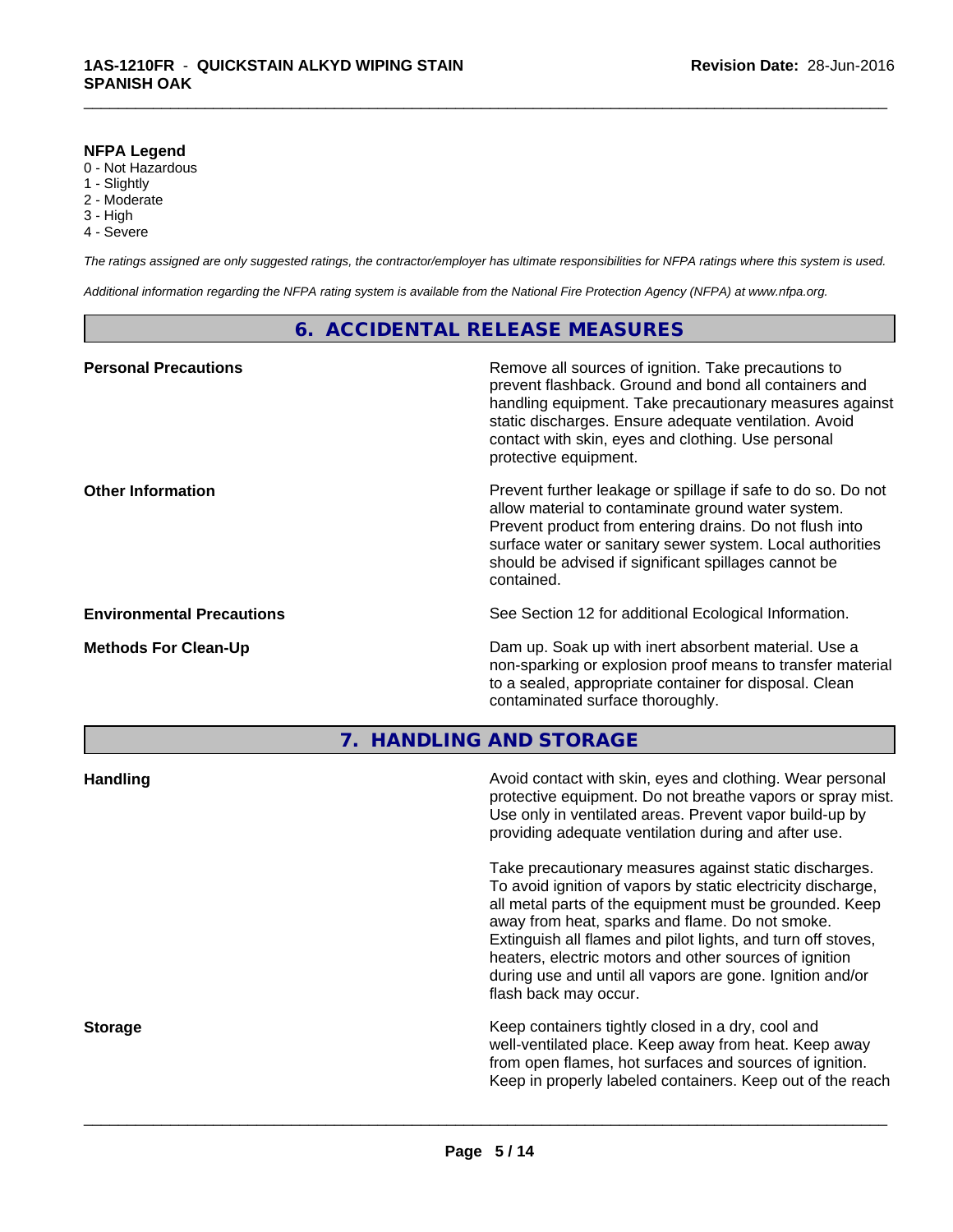**NFPA Legend**

0 - Not Hazardous
1 - Slightly
2 - Moderate
3 - High
4 - Severe

*The ratings assigned are only suggested ratings, the contractor/employer has ultimate responsibilities for NFPA ratings where this system is used.*

*Additional information regarding the NFPA rating system is available from the National Fire Protection Agency (NFPA) at www.nfpa.org.*

## 6. ACCIDENTAL RELEASE MEASURES

**Personal Precautions**

Remove all sources of ignition. Take precautions to prevent flashback. Ground and bond all containers and handling equipment. Take precautionary measures against static discharges. Ensure adequate ventilation. Avoid contact with skin, eyes and clothing. Use personal protective equipment.

**Other Information**

Prevent further leakage or spillage if safe to do so. Do not allow material to contaminate ground water system. Prevent product from entering drains. Do not flush into surface water or sanitary sewer system. Local authorities should be advised if significant spillages cannot be contained.

**Environmental Precautions**

See Section 12 for additional Ecological Information.

**Methods For Clean-Up**

Dam up. Soak up with inert absorbent material. Use a non-sparking or explosion proof means to transfer material to a sealed, appropriate container for disposal. Clean contaminated surface thoroughly.

## 7. HANDLING AND STORAGE

**Handling**

Avoid contact with skin, eyes and clothing. Wear personal protective equipment. Do not breathe vapors or spray mist. Use only in ventilated areas. Prevent vapor build-up by providing adequate ventilation during and after use.

Take precautionary measures against static discharges. To avoid ignition of vapors by static electricity discharge, all metal parts of the equipment must be grounded. Keep away from heat, sparks and flame. Do not smoke. Extinguish all flames and pilot lights, and turn off stoves, heaters, electric motors and other sources of ignition during use and until all vapors are gone. Ignition and/or flash back may occur.

**Storage**

Keep containers tightly closed in a dry, cool and well-ventilated place. Keep away from heat. Keep away from open flames, hot surfaces and sources of ignition. Keep in properly labeled containers. Keep out of the reach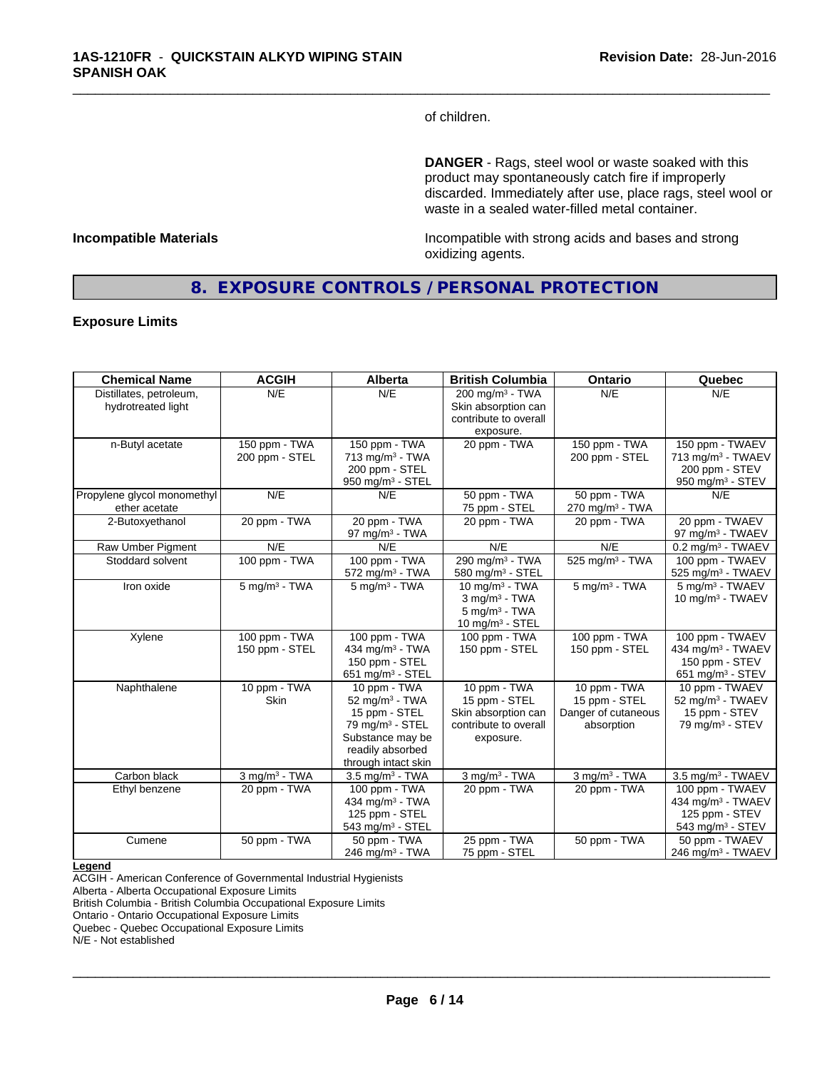of children.

**DANGER** - Rags, steel wool or waste soaked with this product may spontaneously catch fire if improperly discarded. Immediately after use, place rags, steel wool or waste in a sealed water-filled metal container.

**Incompatible Materials**

Incompatible with strong acids and bases and strong oxidizing agents.

## 8. EXPOSURE CONTROLS / PERSONAL PROTECTION

### Exposure Limits

| Chemical Name | ACGIH | Alberta | British Columbia | Ontario | Quebec |
|---|---|---|---|---|---|
| Distillates, petroleum, hydrotreated light | N/E | N/E | 200 mg/m³ - TWA<br>Skin absorption can contribute to overall exposure. | N/E | N/E |
| n-Butyl acetate | 150 ppm - TWA<br>200 ppm - STEL | 150 ppm - TWA<br>713 mg/m³ - TWA<br>200 ppm - STEL<br>950 mg/m³ - STEL | 20 ppm - TWA | 150 ppm - TWA<br>200 ppm - STEL | 150 ppm - TWAEV<br>713 mg/m³ - TWAEV<br>200 ppm - STEV<br>950 mg/m³ - STEV |
| Propylene glycol monomethyl ether acetate | N/E | N/E | 50 ppm - TWA<br>75 ppm - STEL | 50 ppm - TWA<br>270 mg/m³ - TWA | N/E |
| 2-Butoxyethanol | 20 ppm - TWA | 20 ppm - TWA<br>97 mg/m³ - TWA | 20 ppm - TWA | 20 ppm - TWA | 20 ppm - TWAEV<br>97 mg/m³ - TWAEV |
| Raw Umber Pigment | N/E | N/E | N/E | N/E | 0.2 mg/m³ - TWAEV |
| Stoddard solvent | 100 ppm - TWA | 100 ppm - TWA<br>572 mg/m³ - TWA | 290 mg/m³ - TWA<br>580 mg/m³ - STEL | 525 mg/m³ - TWA | 100 ppm - TWAEV<br>525 mg/m³ - TWAEV |
| Iron oxide | 5 mg/m³ - TWA | 5 mg/m³ - TWA | 10 mg/m³ - TWA<br>3 mg/m³ - TWA<br>5 mg/m³ - TWA<br>10 mg/m³ - STEL | 5 mg/m³ - TWA | 5 mg/m³ - TWAEV<br>10 mg/m³ - TWAEV |
| Xylene | 100 ppm - TWA<br>150 ppm - STEL | 100 ppm - TWA<br>434 mg/m³ - TWA<br>150 ppm - STEL<br>651 mg/m³ - STEL | 100 ppm - TWA<br>150 ppm - STEL | 100 ppm - TWA<br>150 ppm - STEL | 100 ppm - TWAEV<br>434 mg/m³ - TWAEV<br>150 ppm - STEV<br>651 mg/m³ - STEV |
| Naphthalene | 10 ppm - TWA<br>Skin | 10 ppm - TWA<br>52 mg/m³ - TWA<br>15 ppm - STEL<br>79 mg/m³ - STEL<br>Substance may be readily absorbed through intact skin | 10 ppm - TWA<br>15 ppm - STEL<br>Skin absorption can contribute to overall exposure. | 10 ppm - TWA<br>15 ppm - STEL<br>Danger of cutaneous absorption | 10 ppm - TWAEV<br>52 mg/m³ - TWAEV<br>15 ppm - STEV<br>79 mg/m³ - STEV |
| Carbon black | 3 mg/m³ - TWA | 3.5 mg/m³ - TWA | 3 mg/m³ - TWA | 3 mg/m³ - TWA | 3.5 mg/m³ - TWAEV |
| Ethyl benzene | 20 ppm - TWA | 100 ppm - TWA<br>434 mg/m³ - TWA<br>125 ppm - STEL<br>543 mg/m³ - STEL | 20 ppm - TWA | 20 ppm - TWA | 100 ppm - TWAEV<br>434 mg/m³ - TWAEV<br>125 ppm - STEV<br>543 mg/m³ - STEV |
| Cumene | 50 ppm - TWA | 50 ppm - TWA<br>246 mg/m³ - TWA | 25 ppm - TWA<br>75 ppm - STEL | 50 ppm - TWA | 50 ppm - TWAEV<br>246 mg/m³ - TWAEV |

**Legend**

ACGIH - American Conference of Governmental Industrial Hygienists
Alberta - Alberta Occupational Exposure Limits
British Columbia - British Columbia Occupational Exposure Limits
Ontario - Ontario Occupational Exposure Limits
Quebec - Quebec Occupational Exposure Limits
N/E - Not established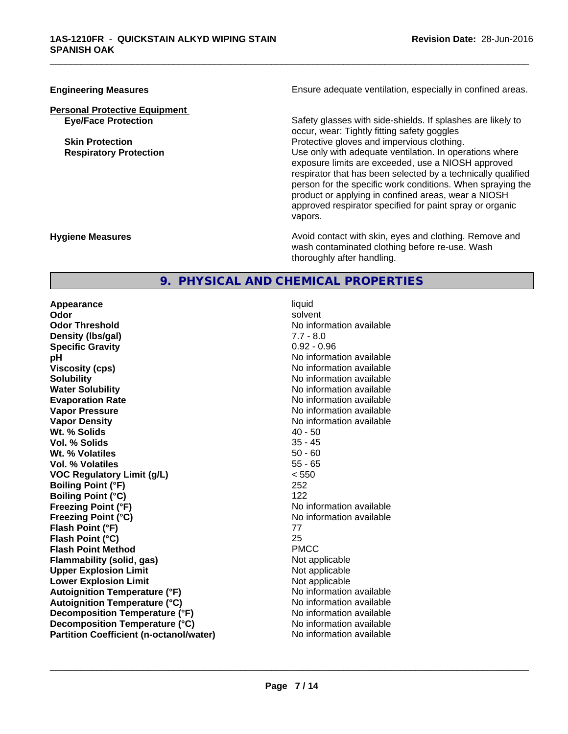**Engineering Measures** Ensure adequate ventilation, especially in confined areas.

**Personal Protective Equipment**

| | |
|---|---|
| **Eye/Face Protection** | Safety glasses with side-shields. If splashes are likely to occur, wear: Tightly fitting safety goggles |
| **Skin Protection** | Protective gloves and impervious clothing. |
| **Respiratory Protection** | Use only with adequate ventilation. In operations where exposure limits are exceeded, use a NIOSH approved respirator that has been selected by a technically qualified person for the specific work conditions. When spraying the product or applying in confined areas, wear a NIOSH approved respirator specified for paint spray or organic vapors. |

**Hygiene Measures** Avoid contact with skin, eyes and clothing. Remove and wash contaminated clothing before re-use. Wash thoroughly after handling.

## 9. PHYSICAL AND CHEMICAL PROPERTIES

| | |
|---|---|
| **Appearance** | liquid |
| **Odor** | solvent |
| **Odor Threshold** | No information available |
| **Density (lbs/gal)** | 7.7 - 8.0 |
| **Specific Gravity** | 0.92 - 0.96 |
| **pH** | No information available |
| **Viscosity (cps)** | No information available |
| **Solubility** | No information available |
| **Water Solubility** | No information available |
| **Evaporation Rate** | No information available |
| **Vapor Pressure** | No information available |
| **Vapor Density** | No information available |
| **Wt. % Solids** | 40 - 50 |
| **Vol. % Solids** | 35 - 45 |
| **Wt. % Volatiles** | 50 - 60 |
| **Vol. % Volatiles** | 55 - 65 |
| **VOC Regulatory Limit (g/L)** | < 550 |
| **Boiling Point (°F)** | 252 |
| **Boiling Point (°C)** | 122 |
| **Freezing Point (°F)** | No information available |
| **Freezing Point (°C)** | No information available |
| **Flash Point (°F)** | 77 |
| **Flash Point (°C)** | 25 |
| **Flash Point Method** | PMCC |
| **Flammability (solid, gas)** | Not applicable |
| **Upper Explosion Limit** | Not applicable |
| **Lower Explosion Limit** | Not applicable |
| **Autoignition Temperature (°F)** | No information available |
| **Autoignition Temperature (°C)** | No information available |
| **Decomposition Temperature (°F)** | No information available |
| **Decomposition Temperature (°C)** | No information available |
| **Partition Coefficient (n-octanol/water)** | No information available |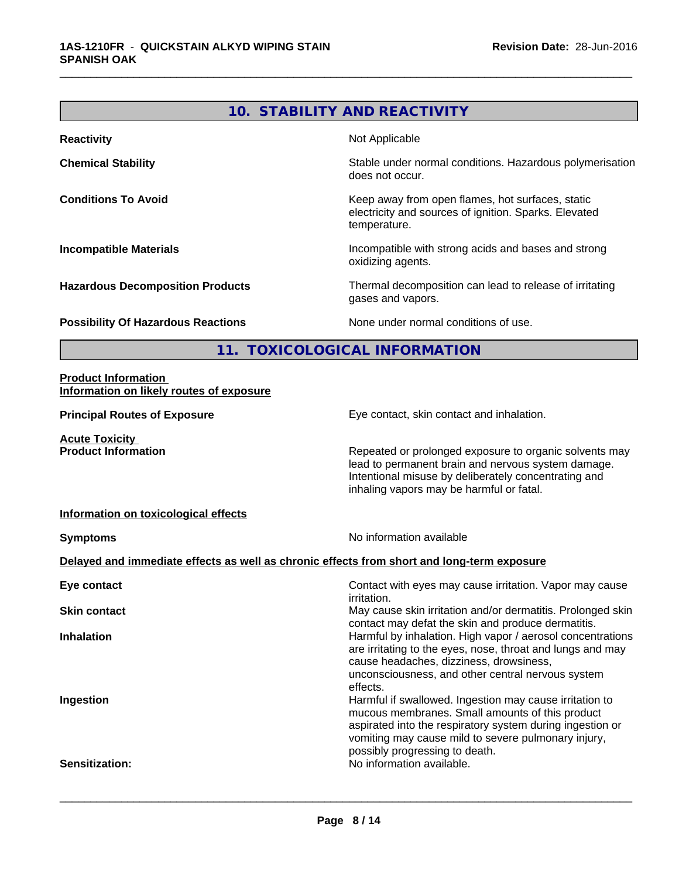## 10. STABILITY AND REACTIVITY

| | |
|---|---|
| **Reactivity** | Not Applicable |
| **Chemical Stability** | Stable under normal conditions. Hazardous polymerisation does not occur. |
| **Conditions To Avoid** | Keep away from open flames, hot surfaces, static electricity and sources of ignition. Sparks. Elevated temperature. |
| **Incompatible Materials** | Incompatible with strong acids and bases and strong oxidizing agents. |
| **Hazardous Decomposition Products** | Thermal decomposition can lead to release of irritating gases and vapors. |
| **Possibility Of Hazardous Reactions** | None under normal conditions of use. |

## 11. TOXICOLOGICAL INFORMATION

**Product Information**
**Information on likely routes of exposure**

| | |
|---|---|
| **Principal Routes of Exposure** | Eye contact, skin contact and inhalation. |

**Acute Toxicity**

| | |
|---|---|
| **Product Information** | Repeated or prolonged exposure to organic solvents may lead to permanent brain and nervous system damage. Intentional misuse by deliberately concentrating and inhaling vapors may be harmful or fatal. |

**Information on toxicological effects**

| | |
|---|---|
| **Symptoms** | No information available |

**Delayed and immediate effects as well as chronic effects from short and long-term exposure**

| | |
|---|---|
| **Eye contact** | Contact with eyes may cause irritation. Vapor may cause irritation. |
| **Skin contact** | May cause skin irritation and/or dermatitis. Prolonged skin contact may defat the skin and produce dermatitis. |
| **Inhalation** | Harmful by inhalation. High vapor / aerosol concentrations are irritating to the eyes, nose, throat and lungs and may cause headaches, dizziness, drowsiness, unconsciousness, and other central nervous system effects. |
| **Ingestion** | Harmful if swallowed. Ingestion may cause irritation to mucous membranes. Small amounts of this product aspirated into the respiratory system during ingestion or vomiting may cause mild to severe pulmonary injury, possibly progressing to death. |
| **Sensitization:** | No information available. |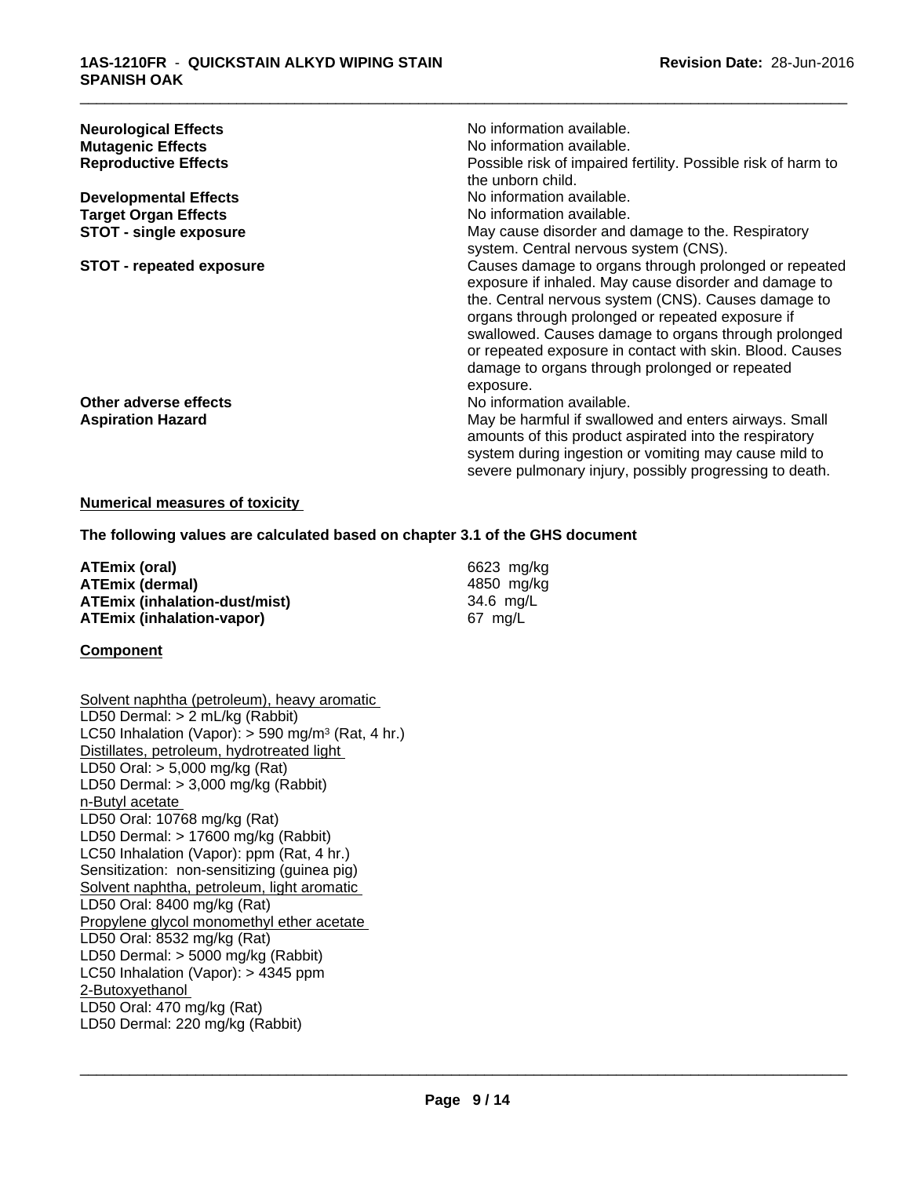| | |
|---|---|
| **Neurological Effects** | No information available. |
| **Mutagenic Effects** | No information available. |
| **Reproductive Effects** | Possible risk of impaired fertility. Possible risk of harm to the unborn child. |
| **Developmental Effects** | No information available. |
| **Target Organ Effects** | No information available. |
| **STOT - single exposure** | May cause disorder and damage to the. Respiratory system. Central nervous system (CNS). |
| **STOT - repeated exposure** | Causes damage to organs through prolonged or repeated exposure if inhaled. May cause disorder and damage to the. Central nervous system (CNS). Causes damage to organs through prolonged or repeated exposure if swallowed. Causes damage to organs through prolonged or repeated exposure in contact with skin. Blood. Causes damage to organs through prolonged or repeated exposure. |
| **Other adverse effects** | No information available. |
| **Aspiration Hazard** | May be harmful if swallowed and enters airways. Small amounts of this product aspirated into the respiratory system during ingestion or vomiting may cause mild to severe pulmonary injury, possibly progressing to death. |

**Numerical measures of toxicity**

**The following values are calculated based on chapter 3.1 of the GHS document**

| | |
|---|---|
| **ATEmix (oral)** | 6623 mg/kg |
| **ATEmix (dermal)** | 4850 mg/kg |
| **ATEmix (inhalation-dust/mist)** | 34.6 mg/L |
| **ATEmix (inhalation-vapor)** | 67 mg/L |

**Component**

Solvent naphtha (petroleum), heavy aromatic
LD50 Dermal: > 2 mL/kg (Rabbit)
LC50 Inhalation (Vapor): > 590 mg/m³ (Rat, 4 hr.)
Distillates, petroleum, hydrotreated light
LD50 Oral: > 5,000 mg/kg (Rat)
LD50 Dermal: > 3,000 mg/kg (Rabbit)
n-Butyl acetate
LD50 Oral: 10768 mg/kg (Rat)
LD50 Dermal: > 17600 mg/kg (Rabbit)
LC50 Inhalation (Vapor): ppm (Rat, 4 hr.)
Sensitization: non-sensitizing (guinea pig)
Solvent naphtha, petroleum, light aromatic
LD50 Oral: 8400 mg/kg (Rat)
Propylene glycol monomethyl ether acetate
LD50 Oral: 8532 mg/kg (Rat)
LD50 Dermal: > 5000 mg/kg (Rabbit)
LC50 Inhalation (Vapor): > 4345 ppm
2-Butoxyethanol
LD50 Oral: 470 mg/kg (Rat)
LD50 Dermal: 220 mg/kg (Rabbit)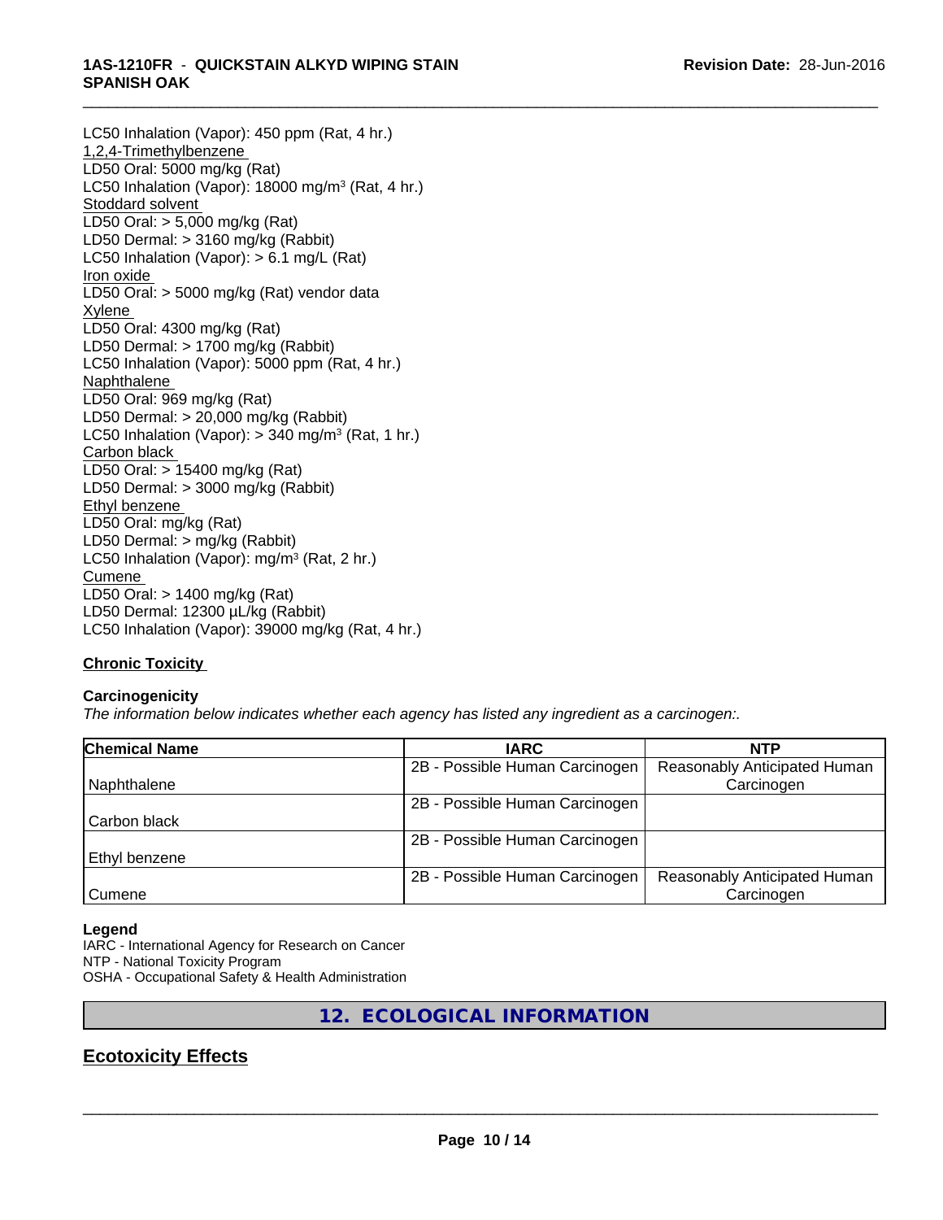LC50 Inhalation (Vapor): 450 ppm (Rat, 4 hr.)
1,2,4-Trimethylbenzene
LD50 Oral: 5000 mg/kg (Rat)
LC50 Inhalation (Vapor): 18000 mg/m$^3$ (Rat, 4 hr.)
Stoddard solvent
LD50 Oral: > 5,000 mg/kg (Rat)
LD50 Dermal: > 3160 mg/kg (Rabbit)
LC50 Inhalation (Vapor): > 6.1 mg/L (Rat)
Iron oxide
LD50 Oral: > 5000 mg/kg (Rat) vendor data
Xylene
LD50 Oral: 4300 mg/kg (Rat)
LD50 Dermal: > 1700 mg/kg (Rabbit)
LC50 Inhalation (Vapor): 5000 ppm (Rat, 4 hr.)
Naphthalene
LD50 Oral: 969 mg/kg (Rat)
LD50 Dermal: > 20,000 mg/kg (Rabbit)
LC50 Inhalation (Vapor): > 340 mg/m$^3$ (Rat, 1 hr.)
Carbon black
LD50 Oral: > 15400 mg/kg (Rat)
LD50 Dermal: > 3000 mg/kg (Rabbit)
Ethyl benzene
LD50 Oral: mg/kg (Rat)
LD50 Dermal: > mg/kg (Rabbit)
LC50 Inhalation (Vapor): mg/m$^3$ (Rat, 2 hr.)
Cumene
LD50 Oral: > 1400 mg/kg (Rat)
LD50 Dermal: 12300 µL/kg (Rabbit)
LC50 Inhalation (Vapor): 39000 mg/kg (Rat, 4 hr.)

**Chronic Toxicity**

**Carcinogenicity**

*The information below indicates whether each agency has listed any ingredient as a carcinogen:.*

| Chemical Name | IARC | NTP |
|---|---|---|
| Naphthalene | 2B - Possible Human Carcinogen | Reasonably Anticipated Human Carcinogen |
| Carbon black | 2B - Possible Human Carcinogen | |
| Ethyl benzene | 2B - Possible Human Carcinogen | |
| Cumene | 2B - Possible Human Carcinogen | Reasonably Anticipated Human Carcinogen |

**Legend**

IARC - International Agency for Research on Cancer
NTP - National Toxicity Program
OSHA - Occupational Safety & Health Administration

## 12. ECOLOGICAL INFORMATION

## Ecotoxicity Effects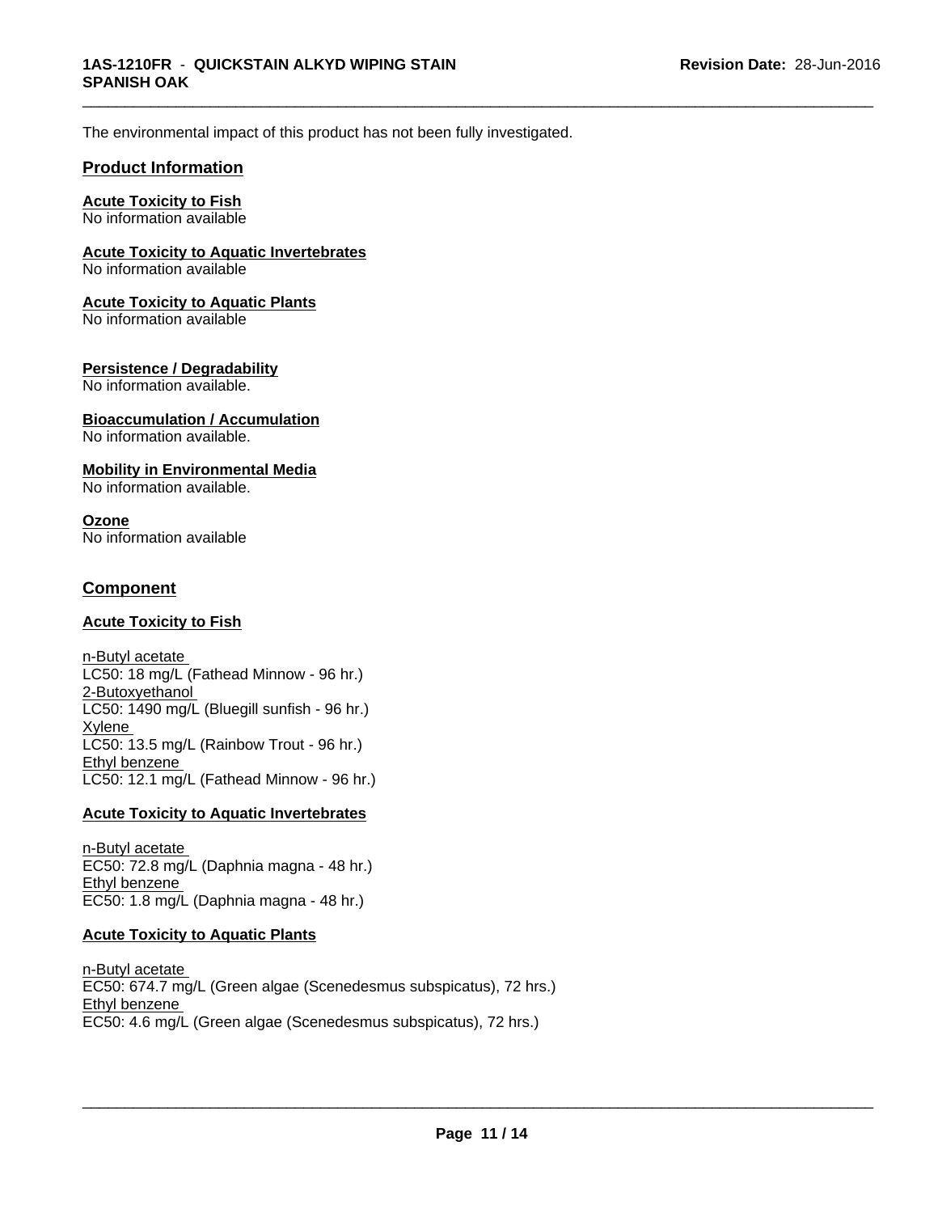The environmental impact of this product has not been fully investigated.

## Product Information

**Acute Toxicity to Fish**
No information available

**Acute Toxicity to Aquatic Invertebrates**
No information available

**Acute Toxicity to Aquatic Plants**
No information available

**Persistence / Degradability**
No information available.

**Bioaccumulation / Accumulation**
No information available.

**Mobility in Environmental Media**
No information available.

**Ozone**
No information available

## Component

**Acute Toxicity to Fish**

n-Butyl acetate
LC50: 18 mg/L (Fathead Minnow - 96 hr.)
2-Butoxyethanol
LC50: 1490 mg/L (Bluegill sunfish - 96 hr.)
Xylene
LC50: 13.5 mg/L (Rainbow Trout - 96 hr.)
Ethyl benzene
LC50: 12.1 mg/L (Fathead Minnow - 96 hr.)

**Acute Toxicity to Aquatic Invertebrates**

n-Butyl acetate
EC50: 72.8 mg/L (Daphnia magna - 48 hr.)
Ethyl benzene
EC50: 1.8 mg/L (Daphnia magna - 48 hr.)

**Acute Toxicity to Aquatic Plants**

n-Butyl acetate
EC50: 674.7 mg/L (Green algae (Scenedesmus subspicatus), 72 hrs.)
Ethyl benzene
EC50: 4.6 mg/L (Green algae (Scenedesmus subspicatus), 72 hrs.)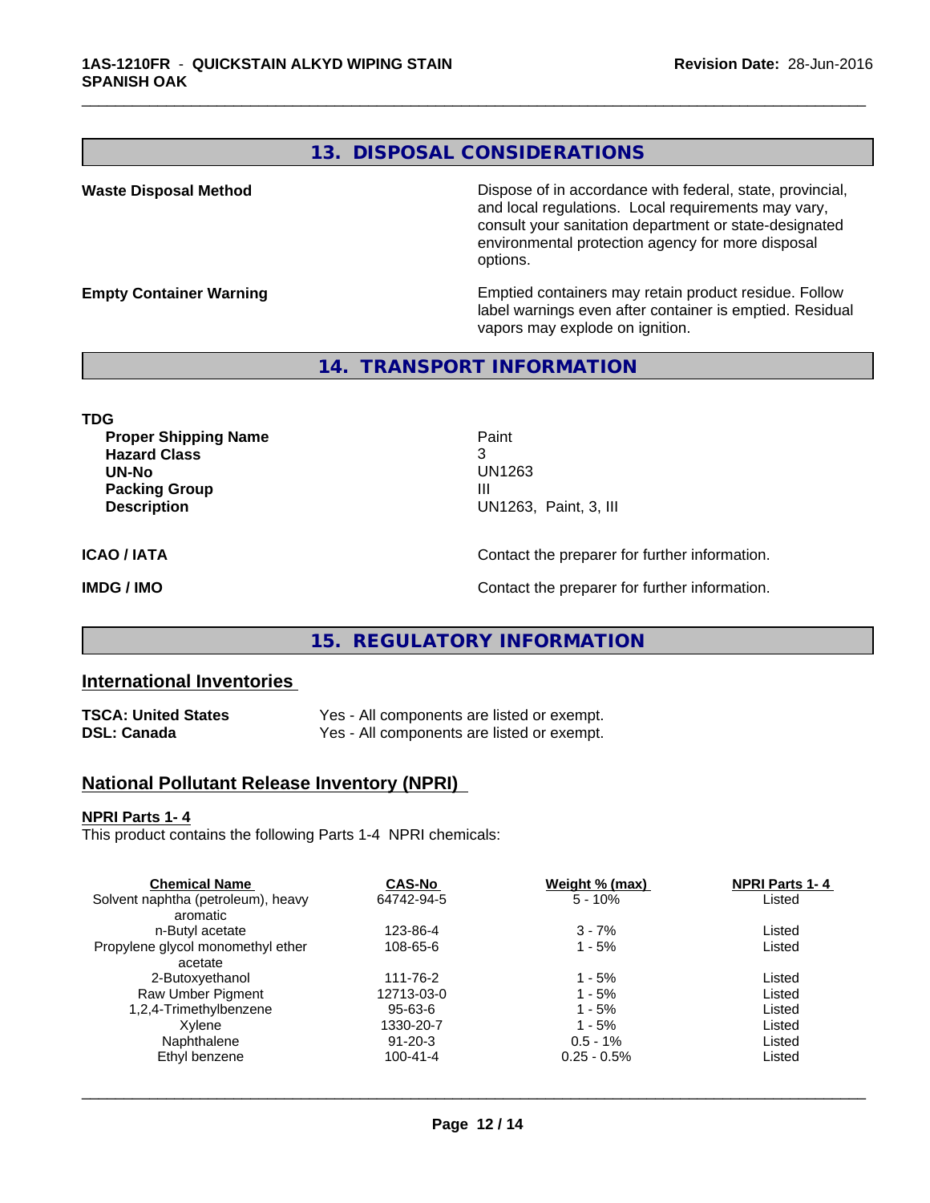## 13. DISPOSAL CONSIDERATIONS

**Waste Disposal Method**

Dispose of in accordance with federal, state, provincial, and local regulations. Local requirements may vary, consult your sanitation department or state-designated environmental protection agency for more disposal options.

**Empty Container Warning**

Emptied containers may retain product residue. Follow label warnings even after container is emptied. Residual vapors may explode on ignition.

## 14. TRANSPORT INFORMATION

**TDG**

| | |
|---|---|
| **Proper Shipping Name** | Paint |
| **Hazard Class** | 3 |
| **UN-No** | UN1263 |
| **Packing Group** | III |
| **Description** | UN1263, Paint, 3, III |

**ICAO / IATA**

Contact the preparer for further information.

**IMDG / IMO**

Contact the preparer for further information.

## 15. REGULATORY INFORMATION

### International Inventories

| | |
|---|---|
| **TSCA: United States** | Yes - All components are listed or exempt. |
| **DSL: Canada** | Yes - All components are listed or exempt. |

### National Pollutant Release Inventory (NPRI)

**NPRI Parts 1- 4**

This product contains the following Parts 1-4 NPRI chemicals:

| Chemical Name | CAS-No | Weight % (max) | NPRI Parts 1- 4 |
|---|---|---|---|
| Solvent naphtha (petroleum), heavy aromatic | 64742-94-5 | 5 - 10% | Listed |
| n-Butyl acetate | 123-86-4 | 3 - 7% | Listed |
| Propylene glycol monomethyl ether acetate | 108-65-6 | 1 - 5% | Listed |
| 2-Butoxyethanol | 111-76-2 | 1 - 5% | Listed |
| Raw Umber Pigment | 12713-03-0 | 1 - 5% | Listed |
| 1,2,4-Trimethylbenzene | 95-63-6 | 1 - 5% | Listed |
| Xylene | 1330-20-7 | 1 - 5% | Listed |
| Naphthalene | 91-20-3 | 0.5 - 1% | Listed |
| Ethyl benzene | 100-41-4 | 0.25 - 0.5% | Listed |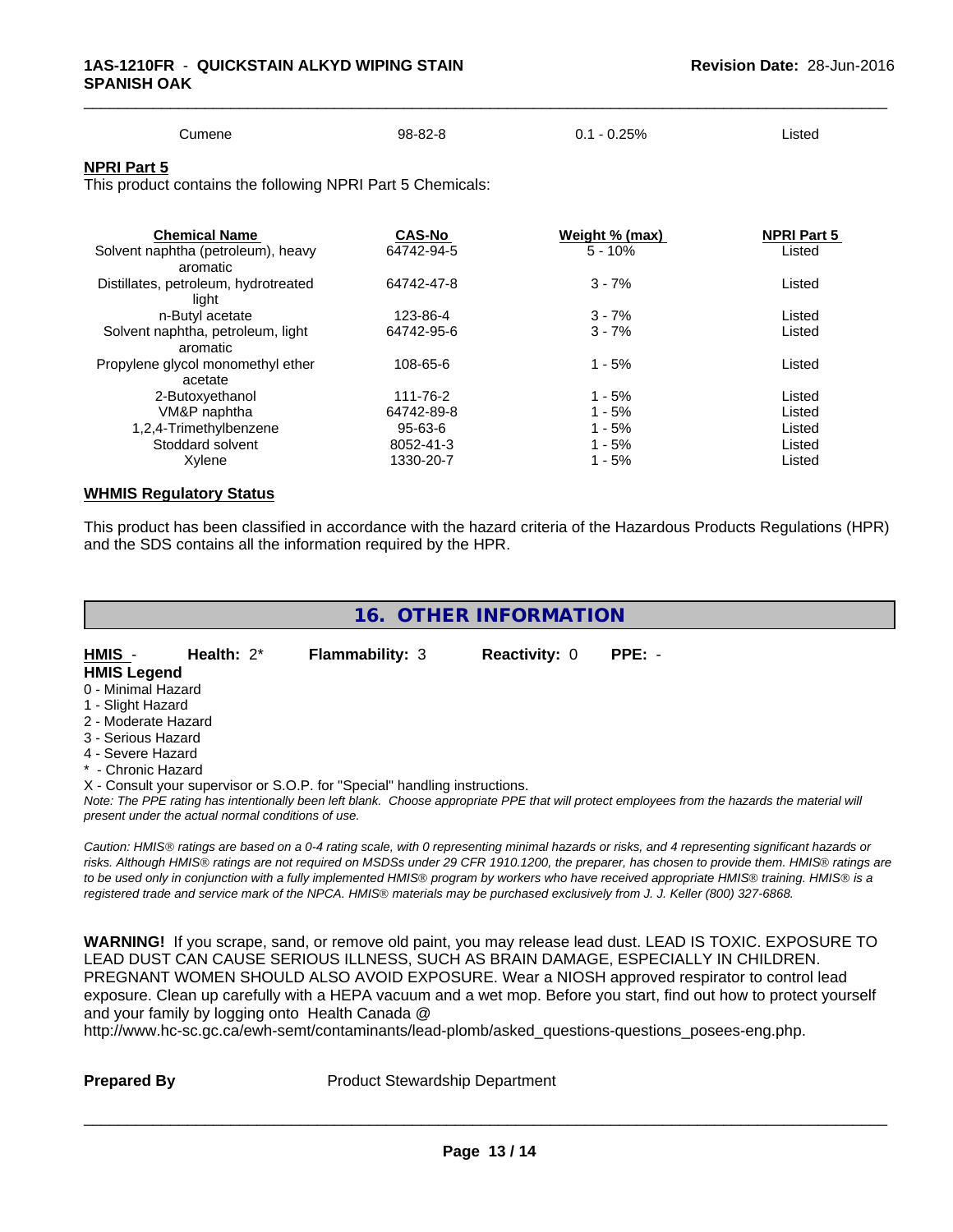| Cumene | 98-82-8 | 0.1 - 0.25% | Listed |
|---|---|---|---|

**NPRI Part 5**

This product contains the following NPRI Part 5 Chemicals:

| Chemical Name | CAS-No | Weight % (max) | NPRI Part 5 |
|---|---|---|---|
| Solvent naphtha (petroleum), heavy aromatic | 64742-94-5 | 5 - 10% | Listed |
| Distillates, petroleum, hydrotreated light | 64742-47-8 | 3 - 7% | Listed |
| n-Butyl acetate | 123-86-4 | 3 - 7% | Listed |
| Solvent naphtha, petroleum, light aromatic | 64742-95-6 | 3 - 7% | Listed |
| Propylene glycol monomethyl ether acetate | 108-65-6 | 1 - 5% | Listed |
| 2-Butoxyethanol | 111-76-2 | 1 - 5% | Listed |
| VM&P naphtha | 64742-89-8 | 1 - 5% | Listed |
| 1,2,4-Trimethylbenzene | 95-63-6 | 1 - 5% | Listed |
| Stoddard solvent | 8052-41-3 | 1 - 5% | Listed |
| Xylene | 1330-20-7 | 1 - 5% | Listed |

**WHMIS Regulatory Status**

This product has been classified in accordance with the hazard criteria of the Hazardous Products Regulations (HPR) and the SDS contains all the information required by the HPR.

## 16. OTHER INFORMATION

**HMIS** - **Health:** 2* **Flammability:** 3 **Reactivity:** 0 **PPE:** -

**HMIS Legend**

0 - Minimal Hazard
1 - Slight Hazard
2 - Moderate Hazard
3 - Serious Hazard
4 - Severe Hazard
* - Chronic Hazard
X - Consult your supervisor or S.O.P. for "Special" handling instructions.

*Note: The PPE rating has intentionally been left blank. Choose appropriate PPE that will protect employees from the hazards the material will present under the actual normal conditions of use.*

*Caution: HMIS® ratings are based on a 0-4 rating scale, with 0 representing minimal hazards or risks, and 4 representing significant hazards or risks. Although HMIS® ratings are not required on MSDSs under 29 CFR 1910.1200, the preparer, has chosen to provide them. HMIS® ratings are to be used only in conjunction with a fully implemented HMIS® program by workers who have received appropriate HMIS® training. HMIS® is a registered trade and service mark of the NPCA. HMIS® materials may be purchased exclusively from J. J. Keller (800) 327-6868.*

**WARNING!** If you scrape, sand, or remove old paint, you may release lead dust. LEAD IS TOXIC. EXPOSURE TO LEAD DUST CAN CAUSE SERIOUS ILLNESS, SUCH AS BRAIN DAMAGE, ESPECIALLY IN CHILDREN. PREGNANT WOMEN SHOULD ALSO AVOID EXPOSURE. Wear a NIOSH approved respirator to control lead exposure. Clean up carefully with a HEPA vacuum and a wet mop. Before you start, find out how to protect yourself and your family by logging onto Health Canada @ http://www.hc-sc.gc.ca/ewh-semt/contaminants/lead-plomb/asked_questions-questions_posees-eng.php.

**Prepared By** Product Stewardship Department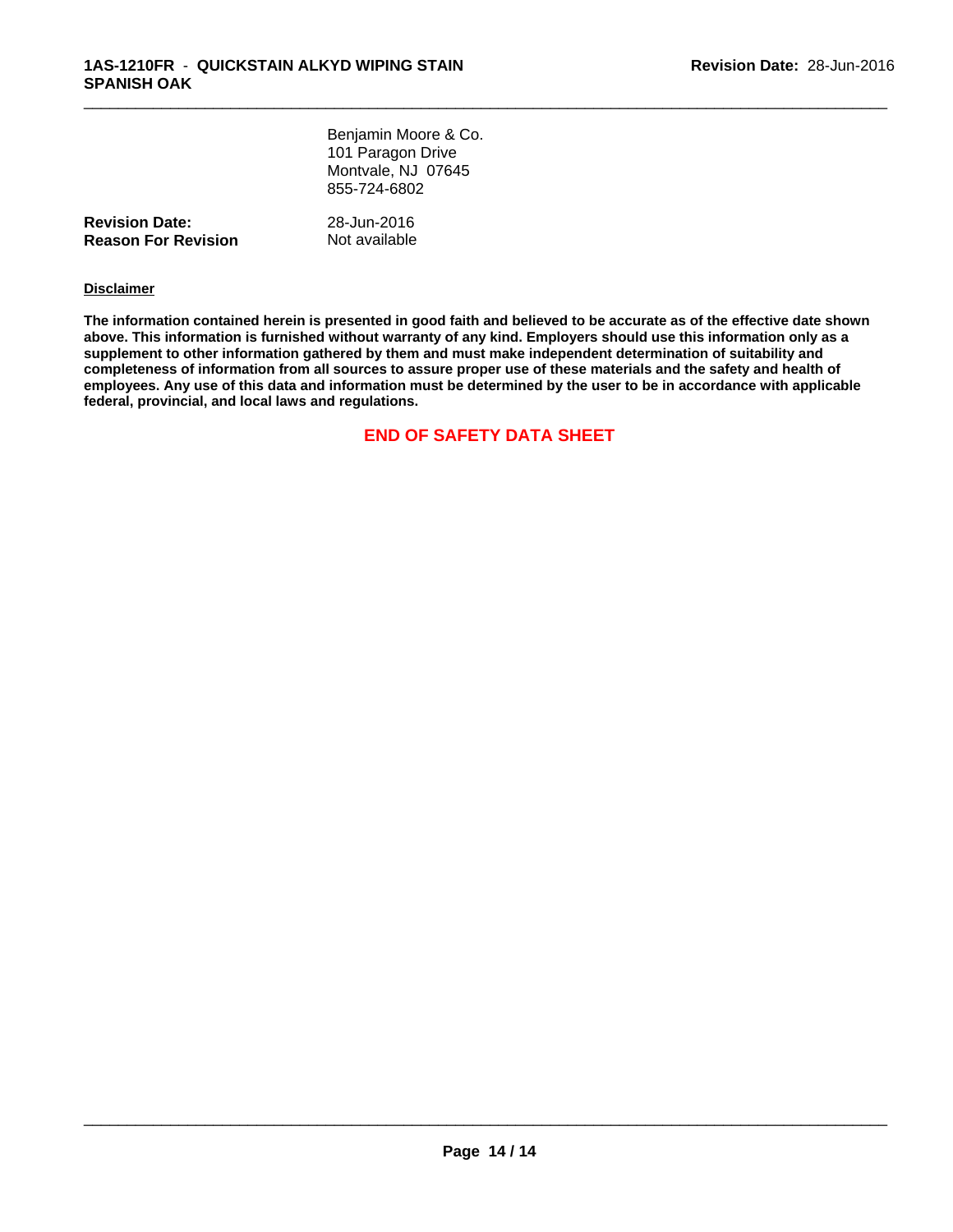Benjamin Moore & Co.
101 Paragon Drive
Montvale, NJ  07645
855-724-6802

| | |
|---|---|
| **Revision Date:** | 28-Jun-2016 |
| **Reason For Revision** | Not available |

**Disclaimer**

**The information contained herein is presented in good faith and believed to be accurate as of the effective date shown above. This information is furnished without warranty of any kind. Employers should use this information only as a supplement to other information gathered by them and must make independent determination of suitability and completeness of information from all sources to assure proper use of these materials and the safety and health of employees. Any use of this data and information must be determined by the user to be in accordance with applicable federal, provincial, and local laws and regulations.**

**END OF SAFETY DATA SHEET**